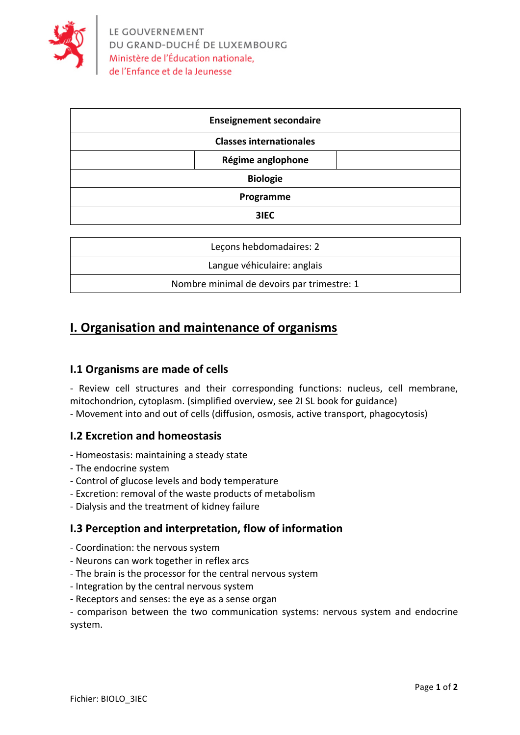LE GOUVERNEMENT
DU GRAND-DUCHÉ DE LUXEMBOURG
Ministère de l'Éducation nationale,
de l'Enfance et de la Jeunesse

| **Enseignement secondaire** | | |
|---|---|---|
| **Classes internationales** | | |
| | **Régime anglophone** | |
| **Biologie** | | |
| **Programme** | | |
| **3IEC** | | |

| Leçons hebdomadaires: 2 |
|---|
| Langue véhiculaire: anglais |
| Nombre minimal de devoirs par trimestre: 1 |

# I. Organisation and maintenance of organisms

## I.1 Organisms are made of cells

- Review cell structures and their corresponding functions: nucleus, cell membrane, mitochondrion, cytoplasm. (simplified overview, see 2I SL book for guidance)
- Movement into and out of cells (diffusion, osmosis, active transport, phagocytosis)

## I.2 Excretion and homeostasis

- Homeostasis: maintaining a steady state
- The endocrine system
- Control of glucose levels and body temperature
- Excretion: removal of the waste products of metabolism
- Dialysis and the treatment of kidney failure

## I.3 Perception and interpretation, flow of information

- Coordination: the nervous system
- Neurons can work together in reflex arcs
- The brain is the processor for the central nervous system
- Integration by the central nervous system
- Receptors and senses: the eye as a sense organ
- comparison between the two communication systems: nervous system and endocrine system.

Fichier: BIOLO_3IEC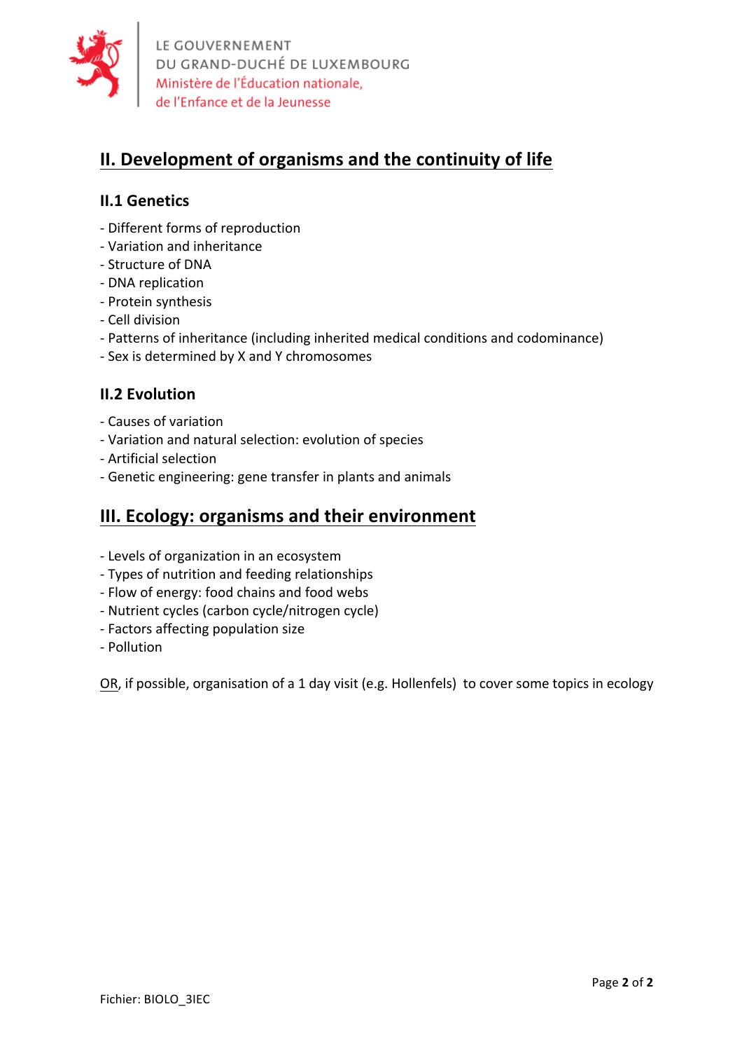## II. Development of organisms and the continuity of life

### II.1 Genetics

- Different forms of reproduction
- Variation and inheritance
- Structure of DNA
- DNA replication
- Protein synthesis
- Cell division
- Patterns of inheritance (including inherited medical conditions and codominance)
- Sex is determined by X and Y chromosomes

### II.2 Evolution

- Causes of variation
- Variation and natural selection: evolution of species
- Artificial selection
- Genetic engineering: gene transfer in plants and animals

## III. Ecology: organisms and their environment

- Levels of organization in an ecosystem
- Types of nutrition and feeding relationships
- Flow of energy: food chains and food webs
- Nutrient cycles (carbon cycle/nitrogen cycle)
- Factors affecting population size
- Pollution

OR, if possible, organisation of a 1 day visit (e.g. Hollenfels) to cover some topics in ecology